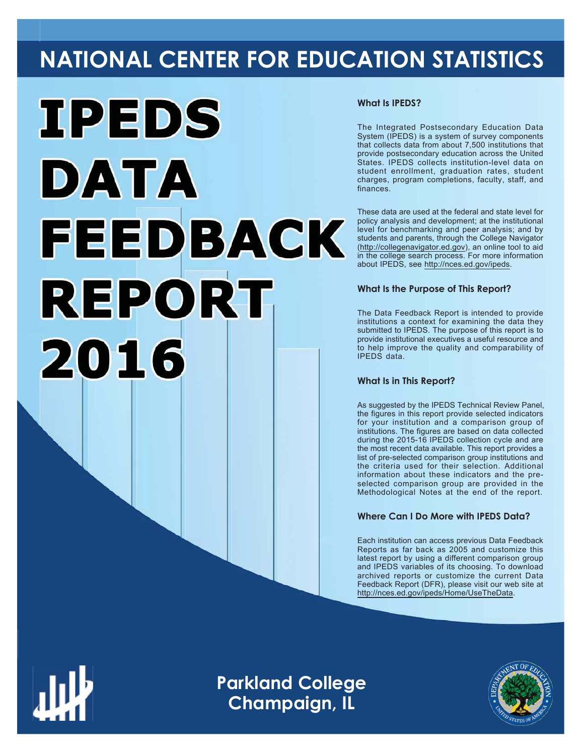# NATIONAL CENTER FOR EDUCATION STATISTICS

# IPEDS DATA FEEDBACK REPORT 2016

### What Is IPEDS?

The Integrated Postsecondary Education Data System (IPEDS) is a system of survey components that collects data from about 7,500 institutions that provide postsecondary education across the United States. IPEDS collects institution-level data on student enrollment, graduation rates, student charges, program completions, faculty, staff, and finances.

These data are used at the federal and state level for policy analysis and development; at the institutional level for benchmarking and peer analysis; and by students and parents, through the College Navigator (http://collegenavigator.ed.gov), an online tool to aid in the college search process. For more information about IPEDS, see http://nces.ed.gov/ipeds.

### What Is the Purpose of This Report?

The Data Feedback Report is intended to provide institutions a context for examining the data they submitted to IPEDS. The purpose of this report is to provide institutional executives a useful resource and to help improve the quality and comparability of IPEDS data.

### What Is in This Report?

As suggested by the IPEDS Technical Review Panel, the figures in this report provide selected indicators for your institution and a comparison group of institutions. The figures are based on data collected during the 2015-16 IPEDS collection cycle and are the most recent data available. This report provides a list of pre-selected comparison group institutions and the criteria used for their selection. Additional information about these indicators and the pre-selected comparison group are provided in the Methodological Notes at the end of the report.

### Where Can I Do More with IPEDS Data?

Each institution can access previous Data Feedback Reports as far back as 2005 and customize this latest report by using a different comparison group and IPEDS variables of its choosing. To download archived reports or customize the current Data Feedback Report (DFR), please visit our web site at http://nces.ed.gov/ipeds/Home/UseTheData.

**Parkland College**
**Champaign, IL**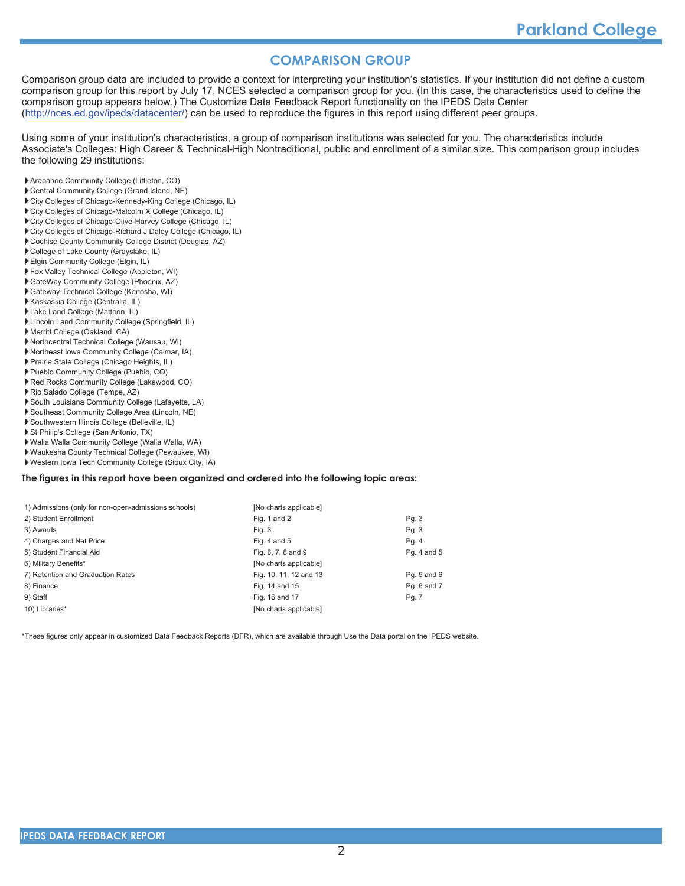## COMPARISON GROUP

Comparison group data are included to provide a context for interpreting your institution's statistics. If your institution did not define a custom comparison group for this report by July 17, NCES selected a comparison group for you. (In this case, the characteristics used to define the comparison group appears below.) The Customize Data Feedback Report functionality on the IPEDS Data Center (http://nces.ed.gov/ipeds/datacenter/) can be used to reproduce the figures in this report using different peer groups.

Using some of your institution's characteristics, a group of comparison institutions was selected for you. The characteristics include Associate's Colleges: High Career & Technical-High Nontraditional, public and enrollment of a similar size. This comparison group includes the following 29 institutions:

- Arapahoe Community College (Littleton, CO)
- Central Community College (Grand Island, NE)
- City Colleges of Chicago-Kennedy-King College (Chicago, IL)
- City Colleges of Chicago-Malcolm X College (Chicago, IL)
- City Colleges of Chicago-Olive-Harvey College (Chicago, IL)
- City Colleges of Chicago-Richard J Daley College (Chicago, IL)
- Cochise County Community College District (Douglas, AZ)
- College of Lake County (Grayslake, IL)
- Elgin Community College (Elgin, IL)
- Fox Valley Technical College (Appleton, WI)
- GateWay Community College (Phoenix, AZ)
- Gateway Technical College (Kenosha, WI)
- Kaskaskia College (Centralia, IL)
- Lake Land College (Mattoon, IL)
- Lincoln Land Community College (Springfield, IL)
- Merritt College (Oakland, CA)
- Northcentral Technical College (Wausau, WI)
- Northeast Iowa Community College (Calmar, IA)
- Prairie State College (Chicago Heights, IL)
- Pueblo Community College (Pueblo, CO)
- Red Rocks Community College (Lakewood, CO)
- Rio Salado College (Tempe, AZ)
- South Louisiana Community College (Lafayette, LA)
- Southeast Community College Area (Lincoln, NE)
- Southwestern Illinois College (Belleville, IL)
- St Philip's College (San Antonio, TX)
- Walla Walla Community College (Walla Walla, WA)
- Waukesha County Technical College (Pewaukee, WI)
- Western Iowa Tech Community College (Sioux City, IA)

**The figures in this report have been organized and ordered into the following topic areas:**

| Topic area | Figures | Pages |
|---|---|---|
| 1) Admissions (only for non-open-admissions schools) | [No charts applicable] | |
| 2) Student Enrollment | Fig. 1 and 2 | Pg. 3 |
| 3) Awards | Fig. 3 | Pg. 3 |
| 4) Charges and Net Price | Fig. 4 and 5 | Pg. 4 |
| 5) Student Financial Aid | Fig. 6, 7, 8 and 9 | Pg. 4 and 5 |
| 6) Military Benefits* | [No charts applicable] | |
| 7) Retention and Graduation Rates | Fig. 10, 11, 12 and 13 | Pg. 5 and 6 |
| 8) Finance | Fig. 14 and 15 | Pg. 6 and 7 |
| 9) Staff | Fig. 16 and 17 | Pg. 7 |
| 10) Libraries* | [No charts applicable] | |

*These figures only appear in customized Data Feedback Reports (DFR), which are available through Use the Data portal on the IPEDS website.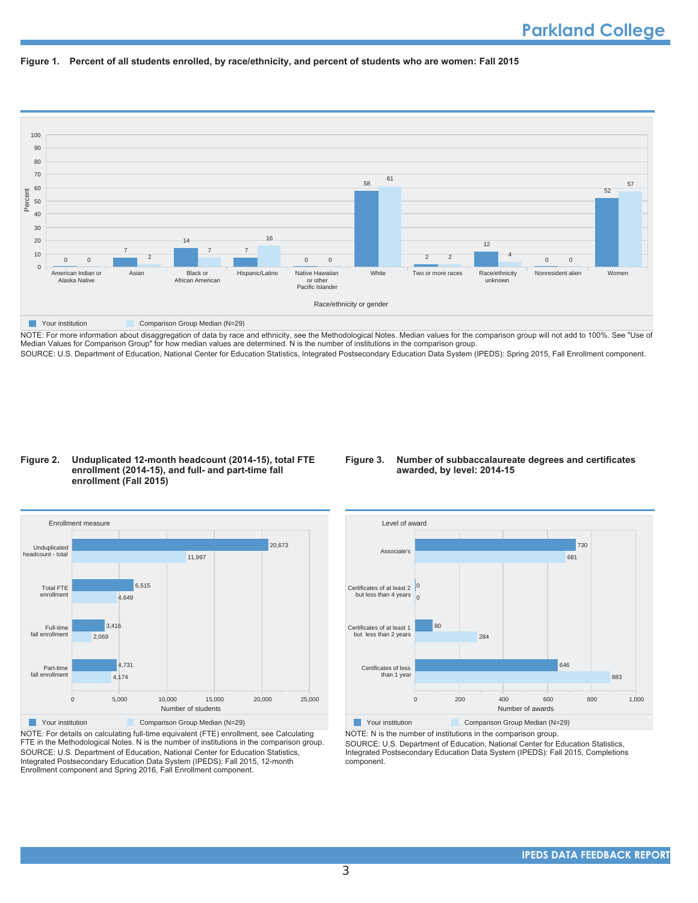# Parkland College

**Figure 1. Percent of all students enrolled, by race/ethnicity, and percent of students who are women: Fall 2015**

| Race/ethnicity or gender | Your institution | Comparison Group Median (N=29) |
| --- | --- | --- |
| American Indian or Alaska Native | 0 | 0 |
| Asian | 7 | 2 |
| Black or African American | 14 | 7 |
| Hispanic/Latino | 7 | 16 |
| Native Hawaiian or other Pacific Islander | 0 | 0 |
| White | 58 | 61 |
| Two or more races | 2 | 2 |
| Race/ethnicity unknown | 12 | 4 |
| Nonresident alien | 0 | 0 |
| Women | 52 | 57 |

NOTE: For more information about disaggregation of data by race and ethnicity, see the Methodological Notes. Median values for the comparison group will not add to 100%. See "Use of Median Values for Comparison Group" for how median values are determined. N is the number of institutions in the comparison group.
SOURCE: U.S. Department of Education, National Center for Education Statistics, Integrated Postsecondary Education Data System (IPEDS): Spring 2015, Fall Enrollment component.

**Figure 2. Unduplicated 12-month headcount (2014-15), total FTE enrollment (2014-15), and full- and part-time fall enrollment (Fall 2015)**

| Enrollment measure | Your institution | Comparison Group Median (N=29) |
| --- | --- | --- |
| Unduplicated headcount - total | 20,673 | 11,997 |
| Total FTE enrollment | 6,515 | 4,649 |
| Full-time fall enrollment | 3,416 | 2,069 |
| Part-time fall enrollment | 4,731 | 4,174 |

NOTE: For details on calculating full-time equivalent (FTE) enrollment, see Calculating FTE in the Methodological Notes. N is the number of institutions in the comparison group.
SOURCE: U.S. Department of Education, National Center for Education Statistics, Integrated Postsecondary Education Data System (IPEDS): Fall 2015, 12-month Enrollment component and Spring 2016, Fall Enrollment component.

**Figure 3. Number of subbaccalaureate degrees and certificates awarded, by level: 2014-15**

| Level of award | Your institution | Comparison Group Median (N=29) |
| --- | --- | --- |
| Associate's | 730 | 681 |
| Certificates of at least 2 but less than 4 years | 0 | 0 |
| Certificates of at least 1 but less than 2 years | 80 | 284 |
| Certificates of less than 1 year | 646 | 883 |

NOTE: N is the number of institutions in the comparison group.
SOURCE: U.S. Department of Education, National Center for Education Statistics, Integrated Postsecondary Education Data System (IPEDS): Fall 2015, Completions component.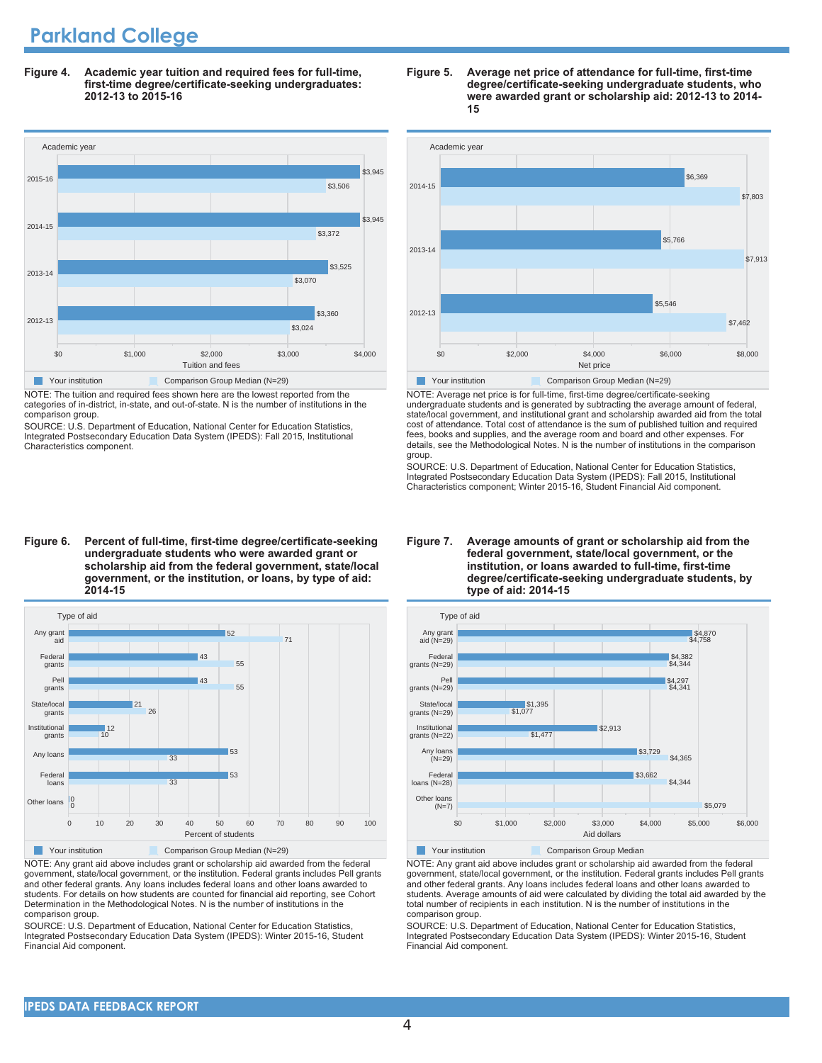# Parkland College

**Figure 4. Academic year tuition and required fees for full-time, first-time degree/certificate-seeking undergraduates: 2012-13 to 2015-16**

| Academic year | Your institution | Comparison Group Median (N=29) |
|---|---|---|
| 2015-16 | $3,945 | $3,506 |
| 2014-15 | $3,945 | $3,372 |
| 2013-14 | $3,525 | $3,070 |
| 2012-13 | $3,360 | $3,024 |

NOTE: The tuition and required fees shown here are the lowest reported from the categories of in-district, in-state, and out-of-state. N is the number of institutions in the comparison group.

SOURCE: U.S. Department of Education, National Center for Education Statistics, Integrated Postsecondary Education Data System (IPEDS): Fall 2015, Institutional Characteristics component.

**Figure 5. Average net price of attendance for full-time, first-time degree/certificate-seeking undergraduate students, who were awarded grant or scholarship aid: 2012-13 to 2014-15**

| Academic year | Your institution | Comparison Group Median (N=29) |
|---|---|---|
| 2014-15 | $6,369 | $7,803 |
| 2013-14 | $5,766 | $7,913 |
| 2012-13 | $5,546 | $7,462 |

NOTE: Average net price is for full-time, first-time degree/certificate-seeking undergraduate students and is generated by subtracting the average amount of federal, state/local government, and institutional grant and scholarship awarded aid from the total cost of attendance. Total cost of attendance is the sum of published tuition and required fees, books and supplies, and the average room and board and other expenses. For details, see the Methodological Notes. N is the number of institutions in the comparison group.

SOURCE: U.S. Department of Education, National Center for Education Statistics, Integrated Postsecondary Education Data System (IPEDS): Fall 2015, Institutional Characteristics component; Winter 2015-16, Student Financial Aid component.

**Figure 6. Percent of full-time, first-time degree/certificate-seeking undergraduate students who were awarded grant or scholarship aid from the federal government, state/local government, or the institution, or loans, by type of aid: 2014-15**

| Type of aid | Your institution | Comparison Group Median (N=29) |
|---|---|---|
| Any grant aid | 52 | 71 |
| Federal grants | 43 | 55 |
| Pell grants | 43 | 55 |
| State/local grants | 21 | 26 |
| Institutional grants | 12 | 10 |
| Any loans | 53 | 33 |
| Federal loans | 53 | 33 |
| Other loans | 0 | 0 |

NOTE: Any grant aid above includes grant or scholarship aid awarded from the federal government, state/local government, or the institution. Federal grants includes Pell grants and other federal grants. Any loans includes federal loans and other loans awarded to students. For details on how students are counted for financial aid reporting, see Cohort Determination in the Methodological Notes. N is the number of institutions in the comparison group.

SOURCE: U.S. Department of Education, National Center for Education Statistics, Integrated Postsecondary Education Data System (IPEDS): Winter 2015-16, Student Financial Aid component.

**Figure 7. Average amounts of grant or scholarship aid from the federal government, state/local government, or the institution, or loans awarded to full-time, first-time degree/certificate-seeking undergraduate students, by type of aid: 2014-15**

| Type of aid | Your institution | Comparison Group Median |
|---|---|---|
| Any grant aid (N=29) | $4,870 | $4,758 |
| Federal grants (N=29) | $4,382 | $4,344 |
| Pell grants (N=29) | $4,297 | $4,341 |
| State/local grants (N=29) | $1,395 | $1,077 |
| Institutional grants (N=22) | $2,913 | $1,477 |
| Any loans (N=29) | $3,729 | $4,365 |
| Federal loans (N=28) | $3,662 | $4,344 |
| Other loans (N=7) | | $5,079 |

NOTE: Any grant aid above includes grant or scholarship aid awarded from the federal government, state/local government, or the institution. Federal grants includes Pell grants and other federal grants. Any loans includes federal loans and other loans awarded to students. Average amounts of aid were calculated by dividing the total aid awarded by the total number of recipients in each institution. N is the number of institutions in the comparison group.

SOURCE: U.S. Department of Education, National Center for Education Statistics, Integrated Postsecondary Education Data System (IPEDS): Winter 2015-16, Student Financial Aid component.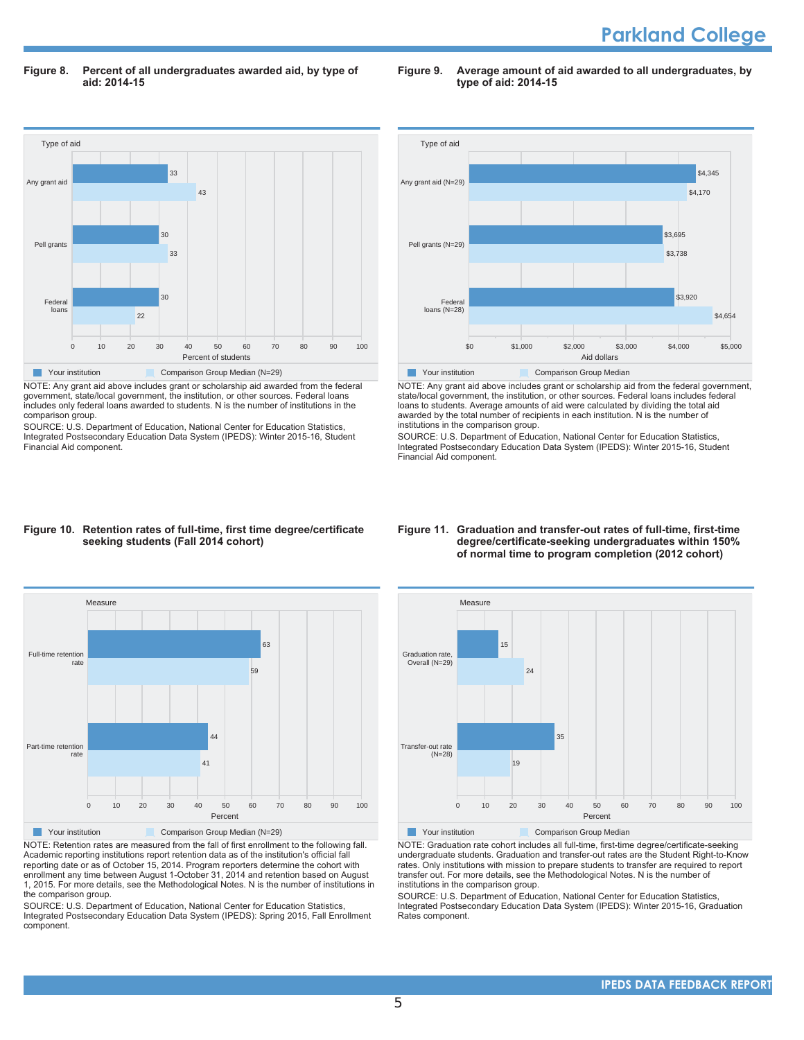# Parkland College

**Figure 8. Percent of all undergraduates awarded aid, by type of aid: 2014-15**

| Type of aid | Your institution | Comparison Group Median (N=29) |
|---|---|---|
| Any grant aid | 33 | 43 |
| Pell grants | 30 | 33 |
| Federal loans | 30 | 22 |

NOTE: Any grant aid above includes grant or scholarship aid awarded from the federal government, state/local government, the institution, or other sources. Federal loans includes only federal loans awarded to students. N is the number of institutions in the comparison group.

SOURCE: U.S. Department of Education, National Center for Education Statistics, Integrated Postsecondary Education Data System (IPEDS): Winter 2015-16, Student Financial Aid component.

**Figure 9. Average amount of aid awarded to all undergraduates, by type of aid: 2014-15**

| Type of aid | Your institution | Comparison Group Median |
|---|---|---|
| Any grant aid (N=29) | $4,345 | $4,170 |
| Pell grants (N=29) | $3,695 | $3,738 |
| Federal loans (N=28) | $3,920 | $4,654 |

NOTE: Any grant aid above includes grant or scholarship aid from the federal government, state/local government, the institution, or other sources. Federal loans includes federal loans to students. Average amounts of aid were calculated by dividing the total aid awarded by the total number of recipients in each institution. N is the number of institutions in the comparison group.

SOURCE: U.S. Department of Education, National Center for Education Statistics, Integrated Postsecondary Education Data System (IPEDS): Winter 2015-16, Student Financial Aid component.

**Figure 10. Retention rates of full-time, first time degree/certificate seeking students (Fall 2014 cohort)**

| Measure | Your institution | Comparison Group Median (N=29) |
|---|---|---|
| Full-time retention rate | 63 | 59 |
| Part-time retention rate | 44 | 41 |

NOTE: Retention rates are measured from the fall of first enrollment to the following fall. Academic reporting institutions report retention data as of the institution's official fall reporting date or as of October 15, 2014. Program reporters determine the cohort with enrollment any time between August 1-October 31, 2014 and retention based on August 1, 2015. For more details, see the Methodological Notes. N is the number of institutions in the comparison group.

SOURCE: U.S. Department of Education, National Center for Education Statistics, Integrated Postsecondary Education Data System (IPEDS): Spring 2015, Fall Enrollment component.

**Figure 11. Graduation and transfer-out rates of full-time, first-time degree/certificate-seeking undergraduates within 150% of normal time to program completion (2012 cohort)**

| Measure | Your institution | Comparison Group Median |
|---|---|---|
| Graduation rate, Overall (N=29) | 15 | 24 |
| Transfer-out rate (N=28) | 35 | 19 |

NOTE: Graduation rate cohort includes all full-time, first-time degree/certificate-seeking undergraduate students. Graduation and transfer-out rates are the Student Right-to-Know rates. Only institutions with mission to prepare students to transfer are required to report transfer out. For more details, see the Methodological Notes. N is the number of institutions in the comparison group.

SOURCE: U.S. Department of Education, National Center for Education Statistics, Integrated Postsecondary Education Data System (IPEDS): Winter 2015-16, Graduation Rates component.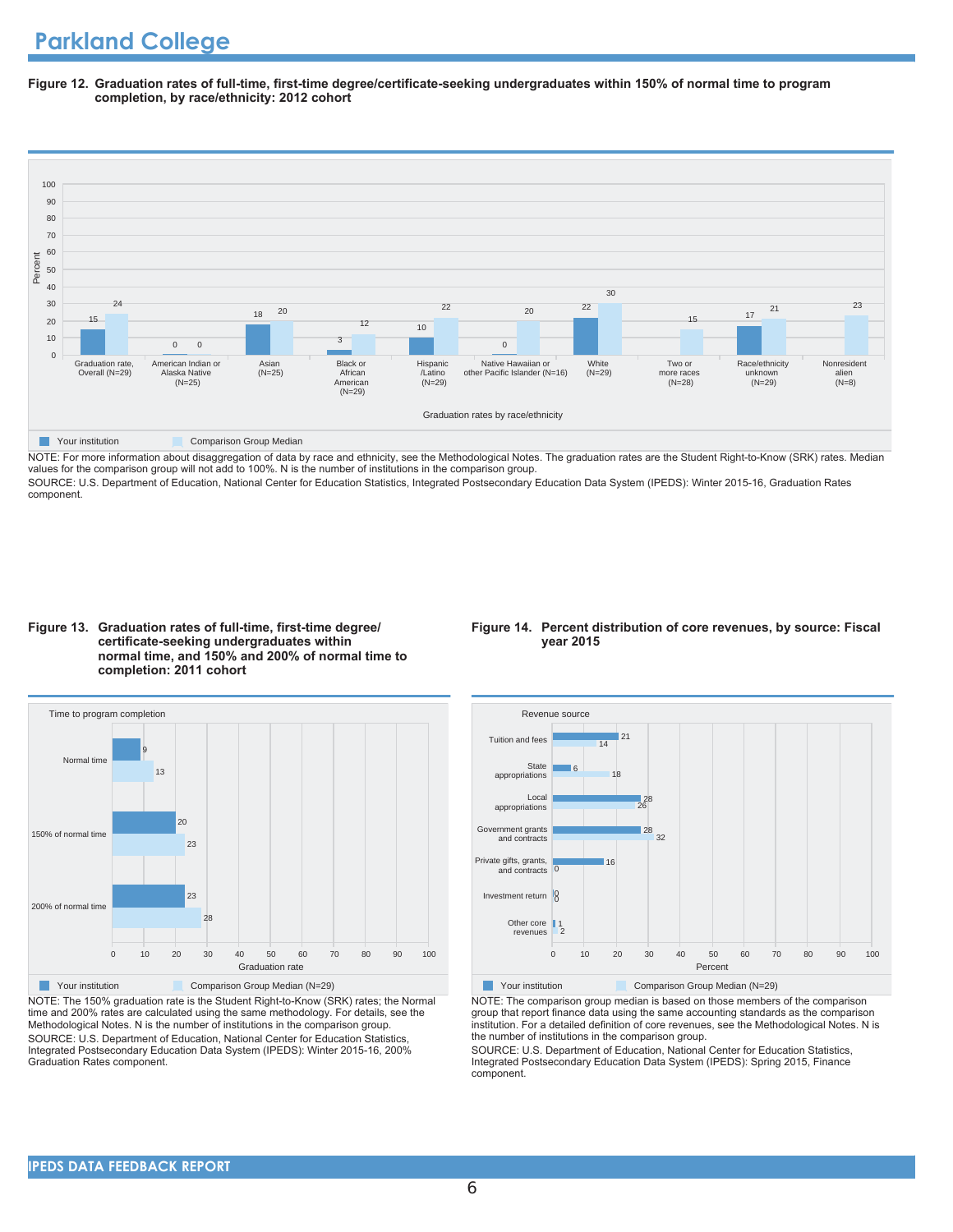# Parkland College

**Figure 12. Graduation rates of full-time, first-time degree/certificate-seeking undergraduates within 150% of normal time to program completion, by race/ethnicity: 2012 cohort**

| Graduation rates by race/ethnicity | Your institution | Comparison Group Median |
|---|---|---|
| Graduation rate, Overall (N=29) | 15 | 24 |
| American Indian or Alaska Native (N=25) | 0 | 0 |
| Asian (N=25) | 18 | 20 |
| Black or African American (N=29) | 3 | 12 |
| Hispanic /Latino (N=29) | 10 | 22 |
| Native Hawaiian or other Pacific Islander (N=16) | 0 | 20 |
| White (N=29) | 22 | 30 |
| Two or more races (N=28) | | 15 |
| Race/ethnicity unknown (N=29) | 17 | 21 |
| Nonresident alien (N=8) | | 23 |

NOTE: For more information about disaggregation of data by race and ethnicity, see the Methodological Notes. The graduation rates are the Student Right-to-Know (SRK) rates. Median values for the comparison group will not add to 100%. N is the number of institutions in the comparison group.

SOURCE: U.S. Department of Education, National Center for Education Statistics, Integrated Postsecondary Education Data System (IPEDS): Winter 2015-16, Graduation Rates component.

**Figure 13. Graduation rates of full-time, first-time degree/certificate-seeking undergraduates within normal time, and 150% and 200% of normal time to completion: 2011 cohort**

| Time to program completion | Your institution | Comparison Group Median (N=29) |
|---|---|---|
| Normal time | 9 | 13 |
| 150% of normal time | 20 | 23 |
| 200% of normal time | 23 | 28 |

NOTE: The 150% graduation rate is the Student Right-to-Know (SRK) rates; the Normal time and 200% rates are calculated using the same methodology. For details, see the Methodological Notes. N is the number of institutions in the comparison group.

SOURCE: U.S. Department of Education, National Center for Education Statistics, Integrated Postsecondary Education Data System (IPEDS): Winter 2015-16, 200% Graduation Rates component.

**Figure 14. Percent distribution of core revenues, by source: Fiscal year 2015**

| Revenue source | Your institution | Comparison Group Median (N=29) |
|---|---|---|
| Tuition and fees | 21 | 14 |
| State appropriations | 6 | 18 |
| Local appropriations | 28 | 26 |
| Government grants and contracts | 28 | 32 |
| Private gifts, grants, and contracts | 16 | 0 |
| Investment return | 0 | 0 |
| Other core revenues | 1 | 2 |

NOTE: The comparison group median is based on those members of the comparison group that report finance data using the same accounting standards as the comparison institution. For a detailed definition of core revenues, see the Methodological Notes. N is the number of institutions in the comparison group.

SOURCE: U.S. Department of Education, National Center for Education Statistics, Integrated Postsecondary Education Data System (IPEDS): Spring 2015, Finance component.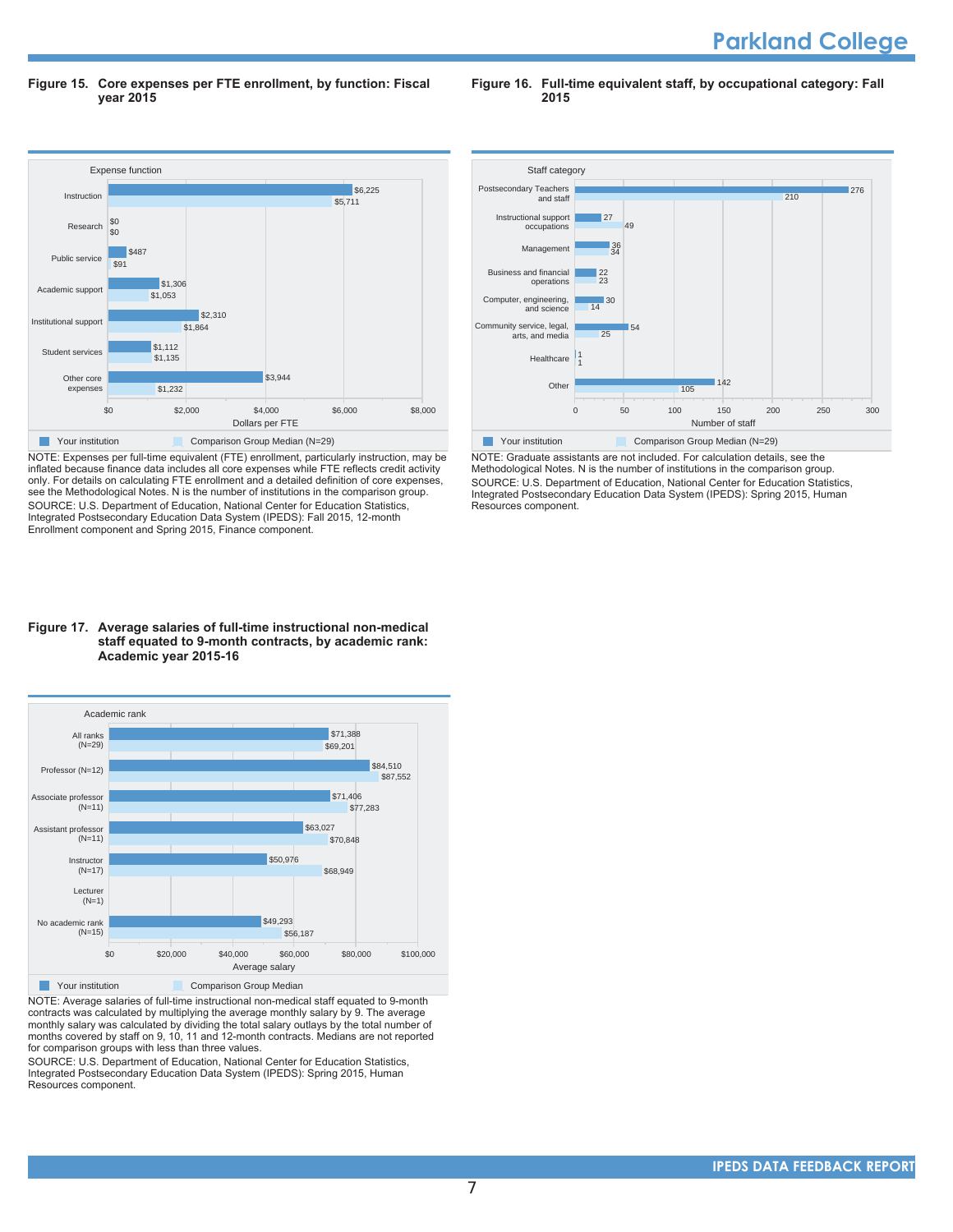**Figure 15. Core expenses per FTE enrollment, by function: Fiscal year 2015**

| Expense function | Your institution | Comparison Group Median (N=29) |
|---|---|---|
| Instruction | $6,225 | $5,711 |
| Research | $0 | $0 |
| Public service | $487 | $91 |
| Academic support | $1,306 | $1,053 |
| Institutional support | $2,310 | $1,864 |
| Student services | $1,112 | $1,135 |
| Other core expenses | $3,944 | $1,232 |

NOTE: Expenses per full-time equivalent (FTE) enrollment, particularly instruction, may be inflated because finance data includes all core expenses while FTE reflects credit activity only. For details on calculating FTE enrollment and a detailed definition of core expenses, see the Methodological Notes. N is the number of institutions in the comparison group.
SOURCE: U.S. Department of Education, National Center for Education Statistics, Integrated Postsecondary Education Data System (IPEDS): Fall 2015, 12-month Enrollment component and Spring 2015, Finance component.

**Figure 16. Full-time equivalent staff, by occupational category: Fall 2015**

| Staff category | Your institution | Comparison Group Median (N=29) |
|---|---|---|
| Postsecondary Teachers and staff | 276 | 210 |
| Instructional support occupations | 27 | 49 |
| Management | 36 | 34 |
| Business and financial operations | 22 | 23 |
| Computer, engineering, and science | 30 | 14 |
| Community service, legal, arts, and media | 54 | 25 |
| Healthcare | 1 | 1 |
| Other | 142 | 105 |

NOTE: Graduate assistants are not included. For calculation details, see the Methodological Notes. N is the number of institutions in the comparison group.
SOURCE: U.S. Department of Education, National Center for Education Statistics, Integrated Postsecondary Education Data System (IPEDS): Spring 2015, Human Resources component.

**Figure 17. Average salaries of full-time instructional non-medical staff equated to 9-month contracts, by academic rank: Academic year 2015-16**

| Academic rank | Your institution | Comparison Group Median |
|---|---|---|
| All ranks (N=29) | $71,388 | $69,201 |
| Professor (N=12) | $84,510 | $87,552 |
| Associate professor (N=11) | $71,406 | $77,283 |
| Assistant professor (N=11) | $63,027 | $70,848 |
| Instructor (N=17) | $50,976 | $68,949 |
| Lecturer (N=1) | | |
| No academic rank (N=15) | $49,293 | $56,187 |

NOTE: Average salaries of full-time instructional non-medical staff equated to 9-month contracts was calculated by multiplying the average monthly salary by 9. The average monthly salary was calculated by dividing the total salary outlays by the total number of months covered by staff on 9, 10, 11 and 12-month contracts. Medians are not reported for comparison groups with less than three values.
SOURCE: U.S. Department of Education, National Center for Education Statistics, Integrated Postsecondary Education Data System (IPEDS): Spring 2015, Human Resources component.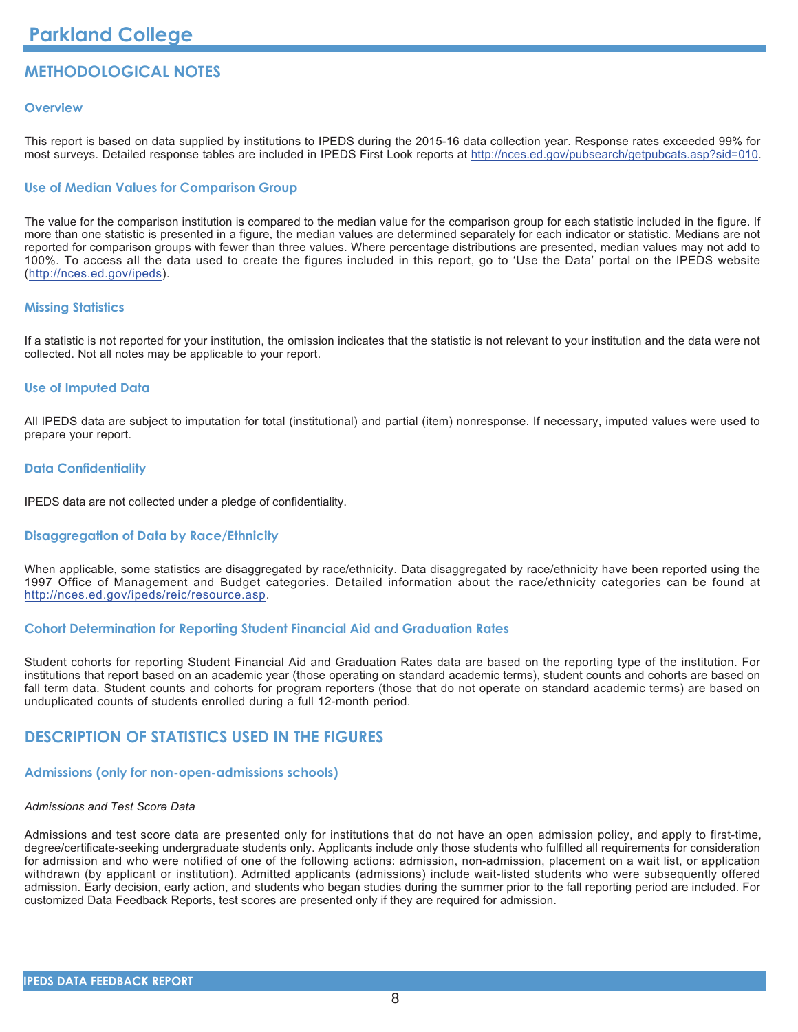## METHODOLOGICAL NOTES

### Overview

This report is based on data supplied by institutions to IPEDS during the 2015-16 data collection year. Response rates exceeded 99% for most surveys. Detailed response tables are included in IPEDS First Look reports at http://nces.ed.gov/pubsearch/getpubcats.asp?sid=010.

### Use of Median Values for Comparison Group

The value for the comparison institution is compared to the median value for the comparison group for each statistic included in the figure. If more than one statistic is presented in a figure, the median values are determined separately for each indicator or statistic. Medians are not reported for comparison groups with fewer than three values. Where percentage distributions are presented, median values may not add to 100%. To access all the data used to create the figures included in this report, go to 'Use the Data' portal on the IPEDS website (http://nces.ed.gov/ipeds).

### Missing Statistics

If a statistic is not reported for your institution, the omission indicates that the statistic is not relevant to your institution and the data were not collected. Not all notes may be applicable to your report.

### Use of Imputed Data

All IPEDS data are subject to imputation for total (institutional) and partial (item) nonresponse. If necessary, imputed values were used to prepare your report.

### Data Confidentiality

IPEDS data are not collected under a pledge of confidentiality.

### Disaggregation of Data by Race/Ethnicity

When applicable, some statistics are disaggregated by race/ethnicity. Data disaggregated by race/ethnicity have been reported using the 1997 Office of Management and Budget categories. Detailed information about the race/ethnicity categories can be found at http://nces.ed.gov/ipeds/reic/resource.asp.

### Cohort Determination for Reporting Student Financial Aid and Graduation Rates

Student cohorts for reporting Student Financial Aid and Graduation Rates data are based on the reporting type of the institution. For institutions that report based on an academic year (those operating on standard academic terms), student counts and cohorts are based on fall term data. Student counts and cohorts for program reporters (those that do not operate on standard academic terms) are based on unduplicated counts of students enrolled during a full 12-month period.

## DESCRIPTION OF STATISTICS USED IN THE FIGURES

### Admissions (only for non-open-admissions schools)

*Admissions and Test Score Data*

Admissions and test score data are presented only for institutions that do not have an open admission policy, and apply to first-time, degree/certificate-seeking undergraduate students only. Applicants include only those students who fulfilled all requirements for consideration for admission and who were notified of one of the following actions: admission, non-admission, placement on a wait list, or application withdrawn (by applicant or institution). Admitted applicants (admissions) include wait-listed students who were subsequently offered admission. Early decision, early action, and students who began studies during the summer prior to the fall reporting period are included. For customized Data Feedback Reports, test scores are presented only if they are required for admission.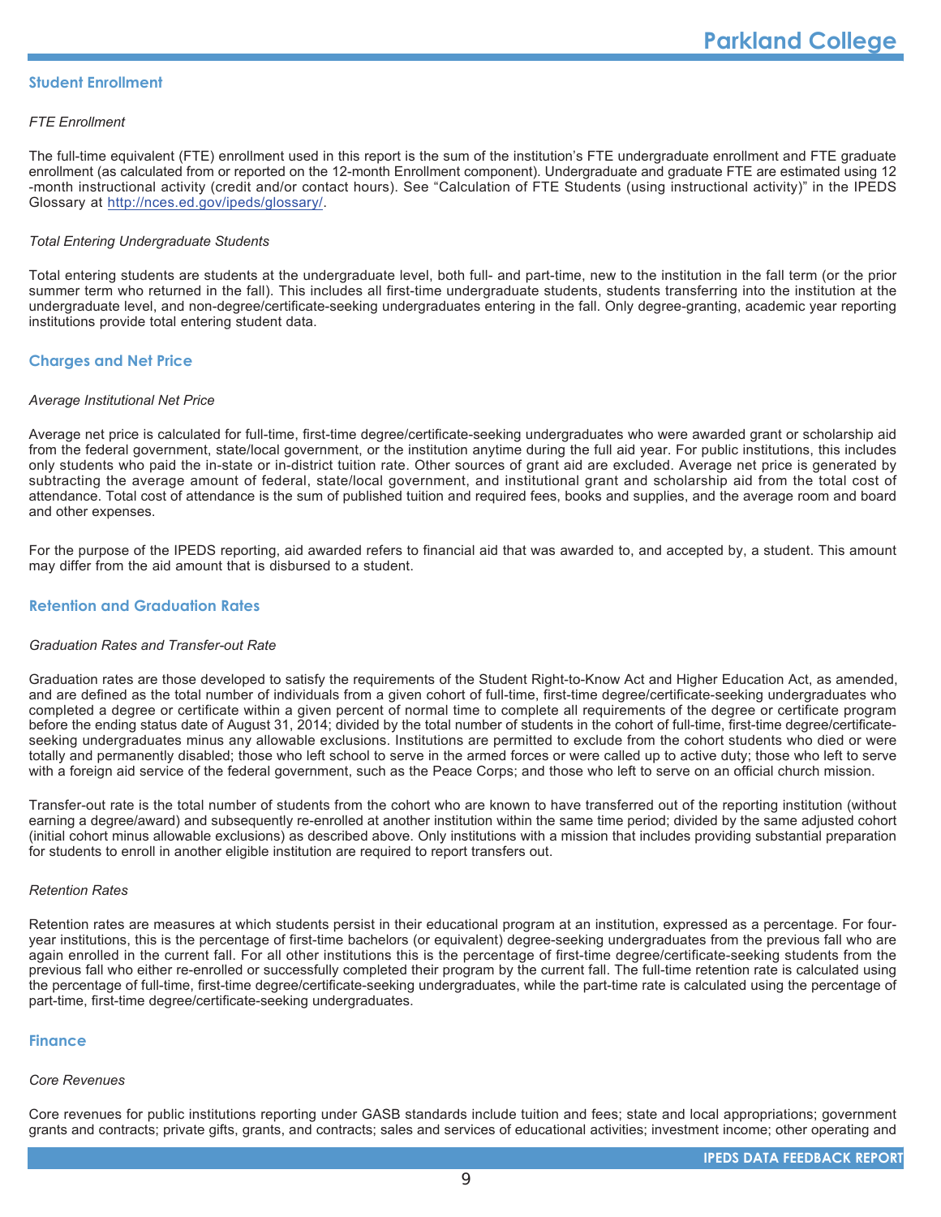## Student Enrollment

*FTE Enrollment*

The full-time equivalent (FTE) enrollment used in this report is the sum of the institution's FTE undergraduate enrollment and FTE graduate enrollment (as calculated from or reported on the 12-month Enrollment component). Undergraduate and graduate FTE are estimated using 12 -month instructional activity (credit and/or contact hours). See "Calculation of FTE Students (using instructional activity)" in the IPEDS Glossary at http://nces.ed.gov/ipeds/glossary/.

*Total Entering Undergraduate Students*

Total entering students are students at the undergraduate level, both full- and part-time, new to the institution in the fall term (or the prior summer term who returned in the fall). This includes all first-time undergraduate students, students transferring into the institution at the undergraduate level, and non-degree/certificate-seeking undergraduates entering in the fall. Only degree-granting, academic year reporting institutions provide total entering student data.

## Charges and Net Price

*Average Institutional Net Price*

Average net price is calculated for full-time, first-time degree/certificate-seeking undergraduates who were awarded grant or scholarship aid from the federal government, state/local government, or the institution anytime during the full aid year. For public institutions, this includes only students who paid the in-state or in-district tuition rate. Other sources of grant aid are excluded. Average net price is generated by subtracting the average amount of federal, state/local government, and institutional grant and scholarship aid from the total cost of attendance. Total cost of attendance is the sum of published tuition and required fees, books and supplies, and the average room and board and other expenses.

For the purpose of the IPEDS reporting, aid awarded refers to financial aid that was awarded to, and accepted by, a student. This amount may differ from the aid amount that is disbursed to a student.

## Retention and Graduation Rates

*Graduation Rates and Transfer-out Rate*

Graduation rates are those developed to satisfy the requirements of the Student Right-to-Know Act and Higher Education Act, as amended, and are defined as the total number of individuals from a given cohort of full-time, first-time degree/certificate-seeking undergraduates who completed a degree or certificate within a given percent of normal time to complete all requirements of the degree or certificate program before the ending status date of August 31, 2014; divided by the total number of students in the cohort of full-time, first-time degree/certificate-seeking undergraduates minus any allowable exclusions. Institutions are permitted to exclude from the cohort students who died or were totally and permanently disabled; those who left school to serve in the armed forces or were called up to active duty; those who left to serve with a foreign aid service of the federal government, such as the Peace Corps; and those who left to serve on an official church mission.

Transfer-out rate is the total number of students from the cohort who are known to have transferred out of the reporting institution (without earning a degree/award) and subsequently re-enrolled at another institution within the same time period; divided by the same adjusted cohort (initial cohort minus allowable exclusions) as described above. Only institutions with a mission that includes providing substantial preparation for students to enroll in another eligible institution are required to report transfers out.

*Retention Rates*

Retention rates are measures at which students persist in their educational program at an institution, expressed as a percentage. For four-year institutions, this is the percentage of first-time bachelors (or equivalent) degree-seeking undergraduates from the previous fall who are again enrolled in the current fall. For all other institutions this is the percentage of first-time degree/certificate-seeking students from the previous fall who either re-enrolled or successfully completed their program by the current fall. The full-time retention rate is calculated using the percentage of full-time, first-time degree/certificate-seeking undergraduates, while the part-time rate is calculated using the percentage of part-time, first-time degree/certificate-seeking undergraduates.

## Finance

*Core Revenues*

Core revenues for public institutions reporting under GASB standards include tuition and fees; state and local appropriations; government grants and contracts; private gifts, grants, and contracts; sales and services of educational activities; investment income; other operating and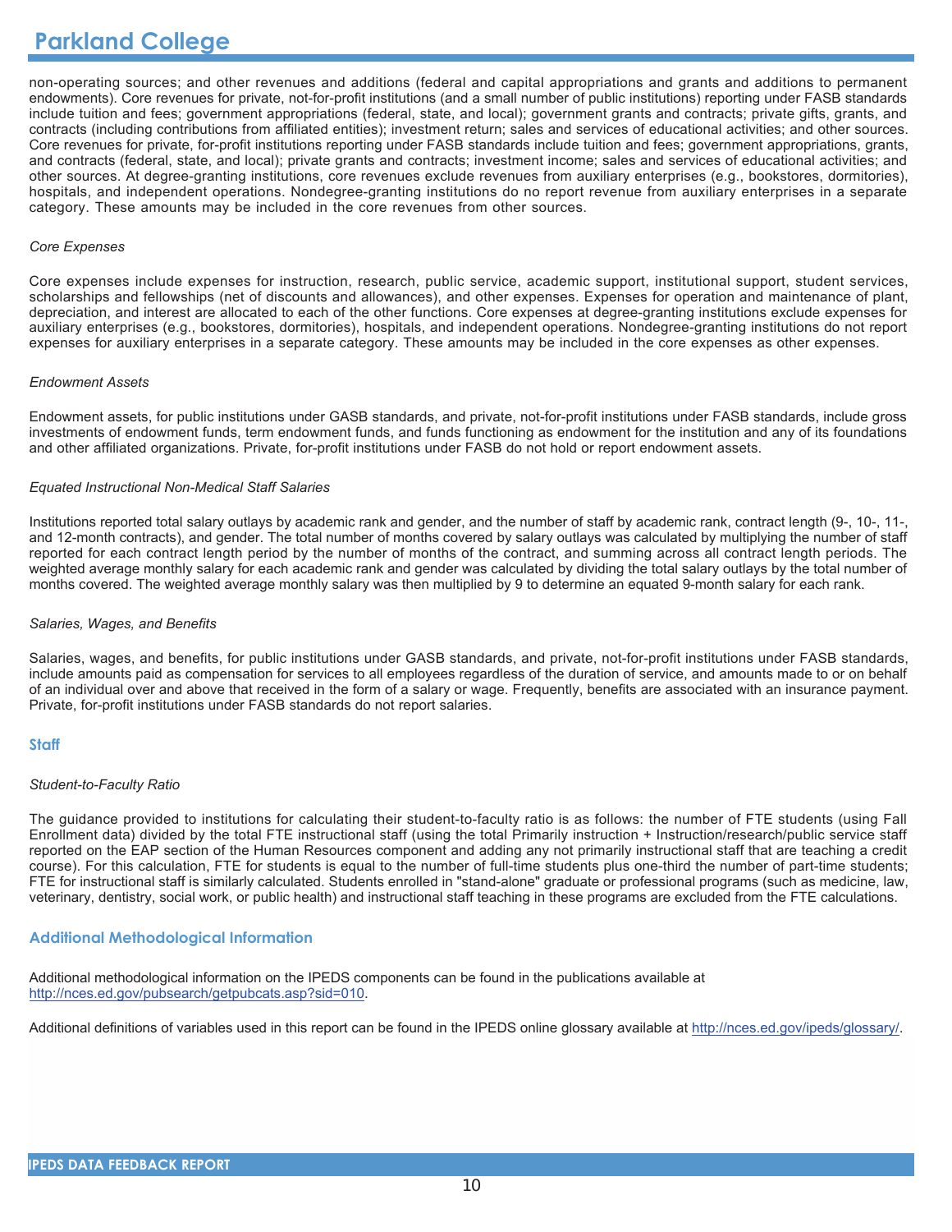non-operating sources; and other revenues and additions (federal and capital appropriations and grants and additions to permanent endowments). Core revenues for private, not-for-profit institutions (and a small number of public institutions) reporting under FASB standards include tuition and fees; government appropriations (federal, state, and local); government grants and contracts; private gifts, grants, and contracts (including contributions from affiliated entities); investment return; sales and services of educational activities; and other sources. Core revenues for private, for-profit institutions reporting under FASB standards include tuition and fees; government appropriations, grants, and contracts (federal, state, and local); private grants and contracts; investment income; sales and services of educational activities; and other sources. At degree-granting institutions, core revenues exclude revenues from auxiliary enterprises (e.g., bookstores, dormitories), hospitals, and independent operations. Nondegree-granting institutions do no report revenue from auxiliary enterprises in a separate category. These amounts may be included in the core revenues from other sources.

*Core Expenses*

Core expenses include expenses for instruction, research, public service, academic support, institutional support, student services, scholarships and fellowships (net of discounts and allowances), and other expenses. Expenses for operation and maintenance of plant, depreciation, and interest are allocated to each of the other functions. Core expenses at degree-granting institutions exclude expenses for auxiliary enterprises (e.g., bookstores, dormitories), hospitals, and independent operations. Nondegree-granting institutions do not report expenses for auxiliary enterprises in a separate category. These amounts may be included in the core expenses as other expenses.

*Endowment Assets*

Endowment assets, for public institutions under GASB standards, and private, not-for-profit institutions under FASB standards, include gross investments of endowment funds, term endowment funds, and funds functioning as endowment for the institution and any of its foundations and other affiliated organizations. Private, for-profit institutions under FASB do not hold or report endowment assets.

*Equated Instructional Non-Medical Staff Salaries*

Institutions reported total salary outlays by academic rank and gender, and the number of staff by academic rank, contract length (9-, 10-, 11-, and 12-month contracts), and gender. The total number of months covered by salary outlays was calculated by multiplying the number of staff reported for each contract length period by the number of months of the contract, and summing across all contract length periods. The weighted average monthly salary for each academic rank and gender was calculated by dividing the total salary outlays by the total number of months covered. The weighted average monthly salary was then multiplied by 9 to determine an equated 9-month salary for each rank.

*Salaries, Wages, and Benefits*

Salaries, wages, and benefits, for public institutions under GASB standards, and private, not-for-profit institutions under FASB standards, include amounts paid as compensation for services to all employees regardless of the duration of service, and amounts made to or on behalf of an individual over and above that received in the form of a salary or wage. Frequently, benefits are associated with an insurance payment. Private, for-profit institutions under FASB standards do not report salaries.

### Staff

*Student-to-Faculty Ratio*

The guidance provided to institutions for calculating their student-to-faculty ratio is as follows: the number of FTE students (using Fall Enrollment data) divided by the total FTE instructional staff (using the total Primarily instruction + Instruction/research/public service staff reported on the EAP section of the Human Resources component and adding any not primarily instructional staff that are teaching a credit course). For this calculation, FTE for students is equal to the number of full-time students plus one-third the number of part-time students; FTE for instructional staff is similarly calculated. Students enrolled in "stand-alone" graduate or professional programs (such as medicine, law, veterinary, dentistry, social work, or public health) and instructional staff teaching in these programs are excluded from the FTE calculations.

## Additional Methodological Information

Additional methodological information on the IPEDS components can be found in the publications available at http://nces.ed.gov/pubsearch/getpubcats.asp?sid=010.

Additional definitions of variables used in this report can be found in the IPEDS online glossary available at http://nces.ed.gov/ipeds/glossary/.